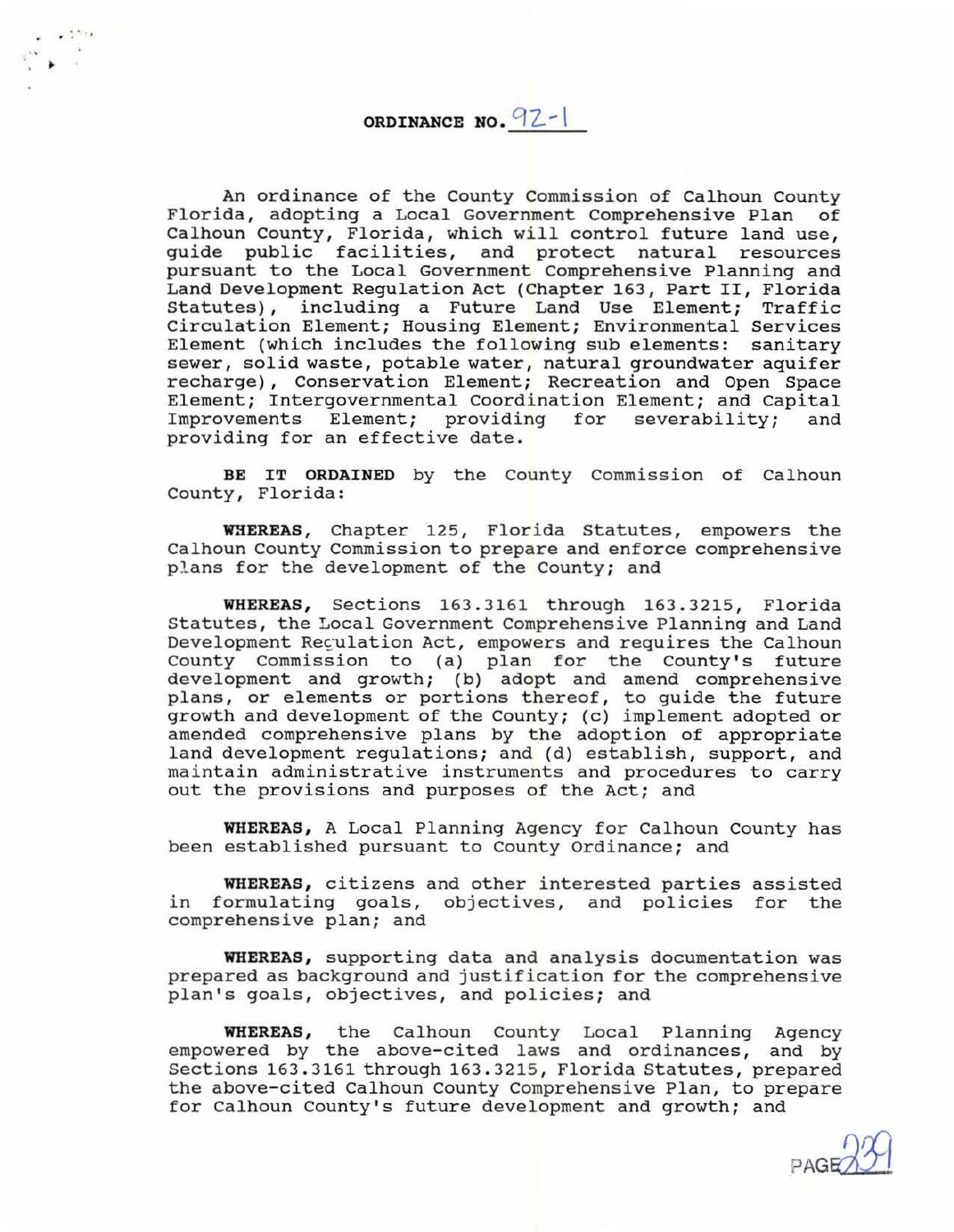# ORDINANCE NO. 92-1

An ordinance of the County Commission of Calhoun County Florida, adopting a Local Government Comprehensive Plan of Calhoun County, Florida, which will control future land use, guide public facilities, and protect natural resources pursuant to the Local Government Comprehensive Planning and Land Development Regulation Act (Chapter 163, Part II, Florida Statutes), including a Future Land Use Element; Traffic Circulation Element; Housing Element; Environmental Services Element (which includes the following sub elements: sanitary sewer, solid waste, potable water, natural groundwater aquifer recharge), Conservation Element; Recreation and Open Space Element; Intergovernmental Coordination Element; and Capital Improvements Element; providing for severability; and providing for an effective date.

**BE IT ORDAINED** by the County Commission of Calhoun County, Florida:

**WHEREAS,** Chapter 125, Florida Statutes, empowers the Calhoun County Commission to prepare and enforce comprehensive plans for the development of the County; and

**WHEREAS,** Sections 163.3161 through 163.3215, Florida Statutes, the Local Government Comprehensive Planning and Land Development Regulation Act, empowers and requires the Calhoun County Commission to (a) plan for the County's future development and growth; (b) adopt and amend comprehensive plans, or elements or portions thereof, to guide the future growth and development of the County; (c) implement adopted or amended comprehensive plans by the adoption of appropriate land development regulations; and (d) establish, support, and maintain administrative instruments and procedures to carry out the provisions and purposes of the Act; and

**WHEREAS,** A Local Planning Agency for Calhoun County has been established pursuant to County Ordinance; and

**WHEREAS,** citizens and other interested parties assisted in formulating goals, objectives, and policies for the comprehensive plan; and

**WHEREAS,** supporting data and analysis documentation was prepared as background and justification for the comprehensive plan's goals, objectives, and policies; and

**WHEREAS,** the Calhoun County Local Planning Agency empowered by the above-cited laws and ordinances, and by Sections 163.3161 through 163.3215, Florida Statutes, prepared the above-cited Calhoun County Comprehensive Plan, to prepare for Calhoun County's future development and growth; and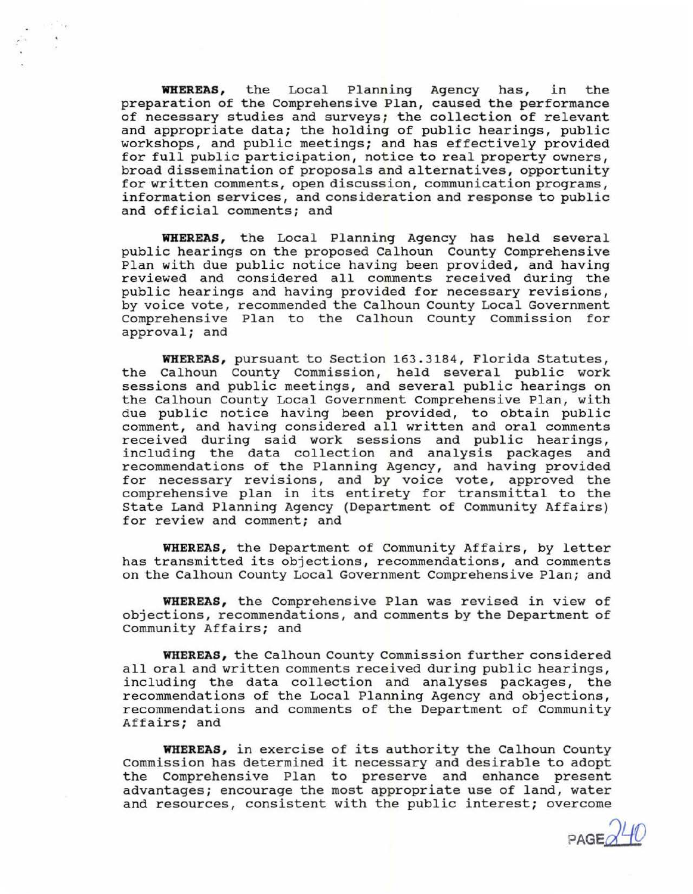**WHEREAS,** the Local Planning Agency has, in the preparation of the Comprehensive Plan, caused the performance of necessary studies and surveys; the collection of relevant and appropriate data; the holding of public hearings, public workshops, and public meetings; and has effectively provided for full public participation, notice to real property owners, broad dissemination of proposals and alternatives, opportunity for written comments, open discussion, communication programs, information services, and consideration and response to public and official comments; and

**WHEREAS,** the Local Planning Agency has held several public hearings on the proposed Calhoun County Comprehensive Plan with due public notice having been provided, and having reviewed and considered all comments received during the public hearings and having provided for necessary revisions, by voice vote, recommended the Calhoun County Local Government Comprehensive Plan to the Calhoun County Commission for approval; and

**WHEREAS,** pursuant to Section 163.3184, Florida Statutes, the Calhoun County Commission, held several public work sessions and public meetings, and several public hearings on the Calhoun County Local Government Comprehensive Plan, with due public notice having been provided, to obtain public comment, and having considered all written and oral comments received during said work sessions and public hearings, including the data collection and analysis packages and recommendations of the Planning Agency, and having provided for necessary revisions, and by voice vote, approved the comprehensive plan in its entirety for transmittal to the State Land Planning Agency (Department of Community Affairs) for review and comment; and

**WHEREAS,** the Department of Community Affairs, by letter has transmitted its objections, recommendations, and comments on the Calhoun County Local Government Comprehensive Plan; and

**WHEREAS,** the Comprehensive Plan was revised in view of objections, recommendations, and comments by the Department of Community Affairs; and

**WHEREAS,** the Calhoun County Commission further considered all oral and written comments received during public hearings, including the data collection and analyses packages, the recommendations of the Local Planning Agency and objections, recommendations and comments of the Department of Community Affairs; and

**WHEREAS,** in exercise of its authority the Calhoun County Commission has determined it necessary and desirable to adopt the Comprehensive Plan to preserve and enhance present advantages; encourage the most appropriate use of land, water and resources, consistent with the public interest; overcome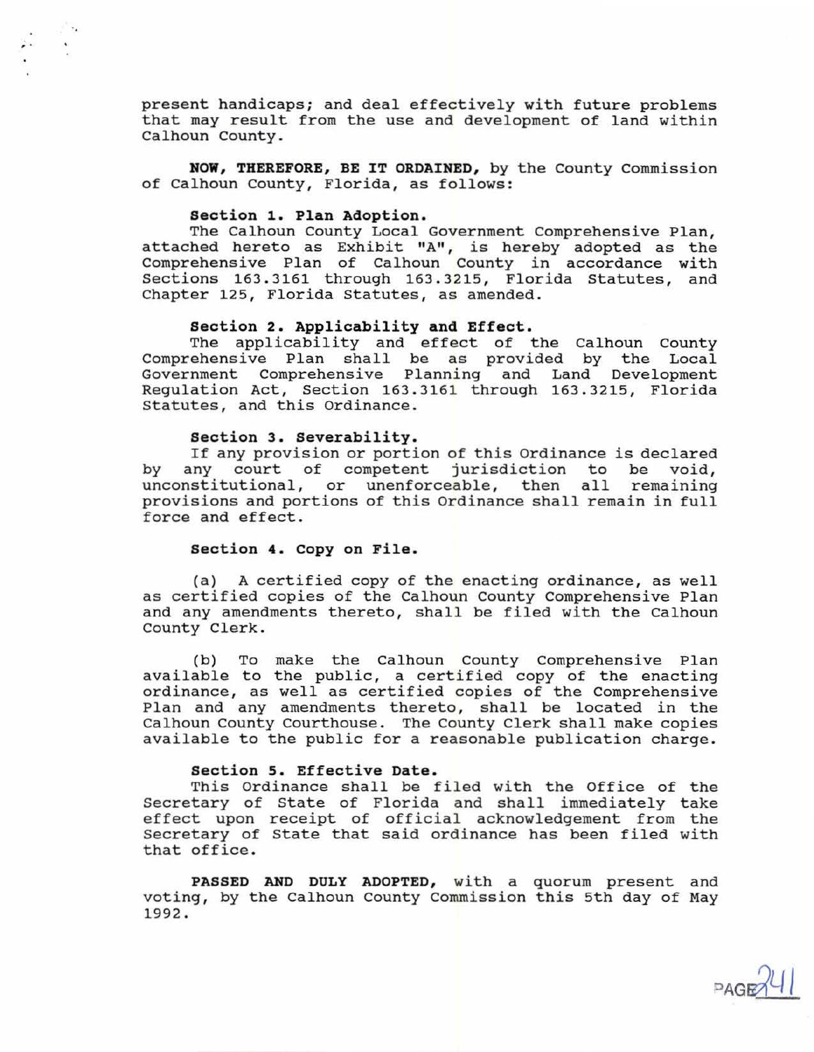present handicaps; and deal effectively with future problems that may result from the use and development of land within Calhoun County.

**NOW, THEREFORE, BE IT ORDAINED,** by the County Commission of Calhoun County, Florida, as follows:

**Section 1. Plan Adoption.**
The Calhoun County Local Government Comprehensive Plan, attached hereto as Exhibit "A", is hereby adopted as the Comprehensive Plan of Calhoun County in accordance with Sections 163.3161 through 163.3215, Florida Statutes, and Chapter 125, Florida Statutes, as amended.

**Section 2. Applicability and Effect.**
The applicability and effect of the Calhoun County Comprehensive Plan shall be as provided by the Local Government Comprehensive Planning and Land Development Regulation Act, Section 163.3161 through 163.3215, Florida Statutes, and this Ordinance.

**Section 3. Severability.**
If any provision or portion of this Ordinance is declared by any court of competent jurisdiction to be void, unconstitutional, or unenforceable, then all remaining provisions and portions of this Ordinance shall remain in full force and effect.

**Section 4. Copy on File.**

(a) A certified copy of the enacting ordinance, as well as certified copies of the Calhoun County Comprehensive Plan and any amendments thereto, shall be filed with the Calhoun County Clerk.

(b) To make the Calhoun County Comprehensive Plan available to the public, a certified copy of the enacting ordinance, as well as certified copies of the Comprehensive Plan and any amendments thereto, shall be located in the Calhoun County Courthouse. The County Clerk shall make copies available to the public for a reasonable publication charge.

**Section 5. Effective Date.**
This Ordinance shall be filed with the Office of the Secretary of State of Florida and shall immediately take effect upon receipt of official acknowledgement from the Secretary of State that said ordinance has been filed with that office.

**PASSED AND DULY ADOPTED,** with a quorum present and voting, by the Calhoun County Commission this 5th day of May 1992.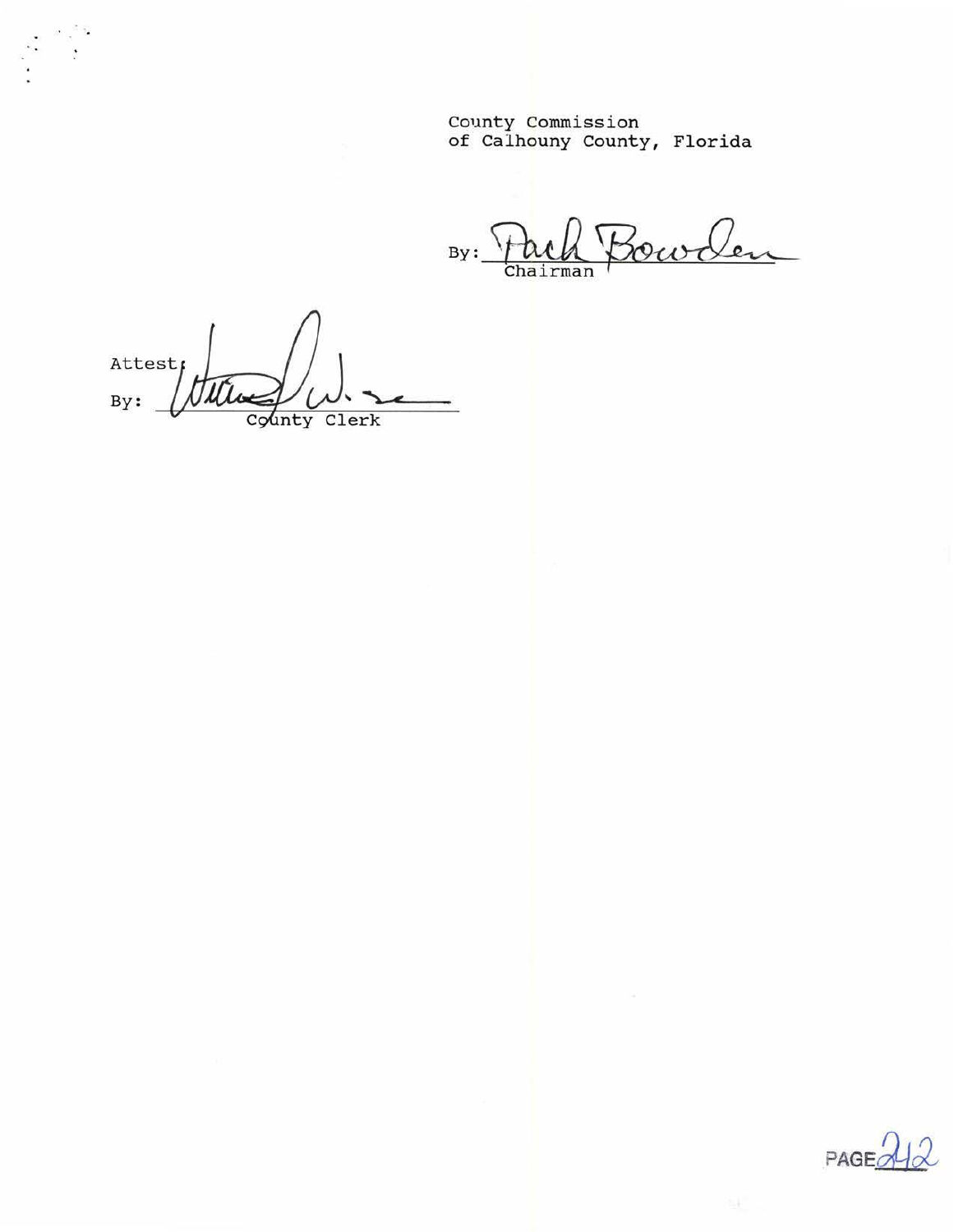County Commission
of Calhouny County, Florida

By: Pack Bowden
Chairman

Attest:
By: ____________________
County Clerk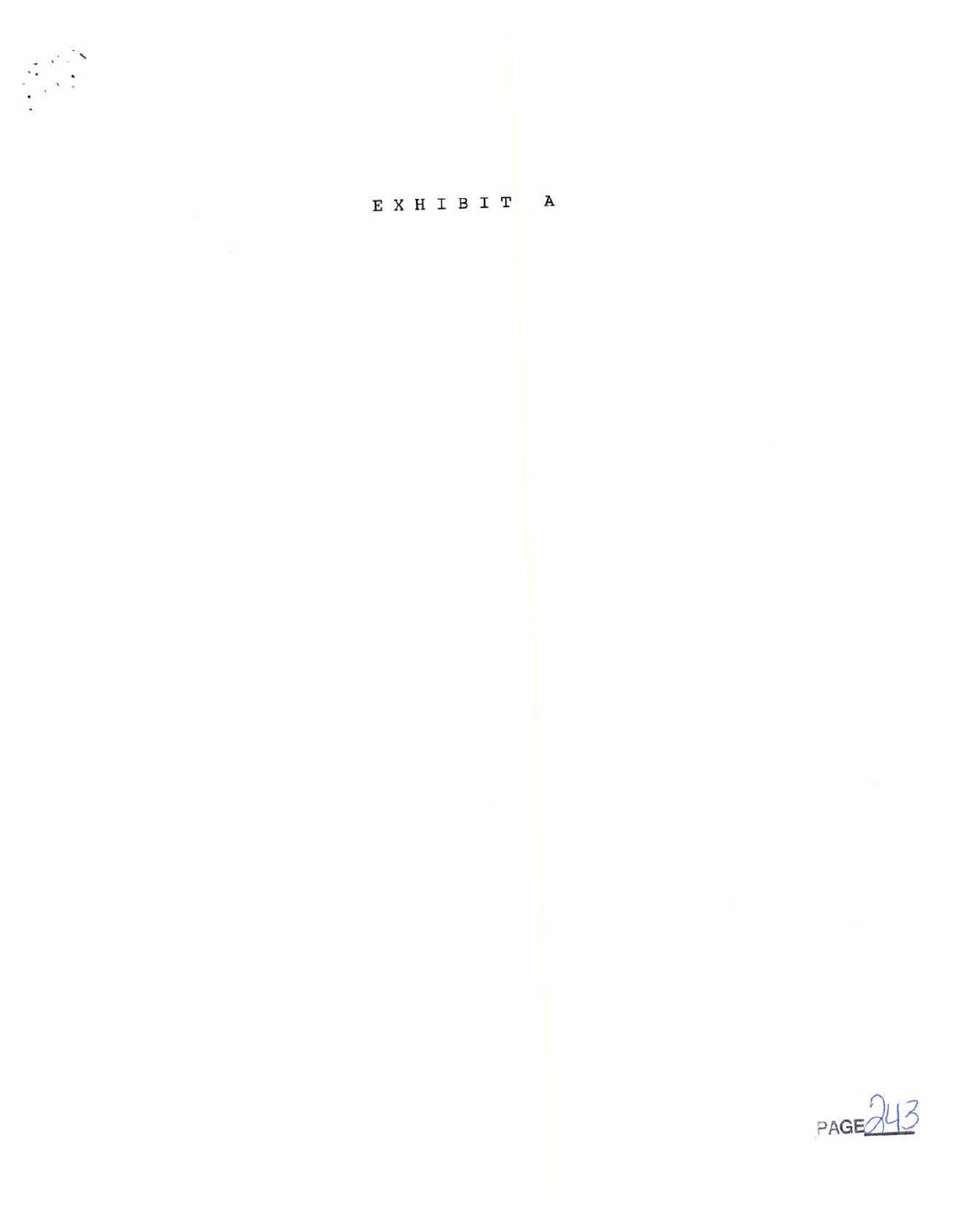# EXHIBIT A